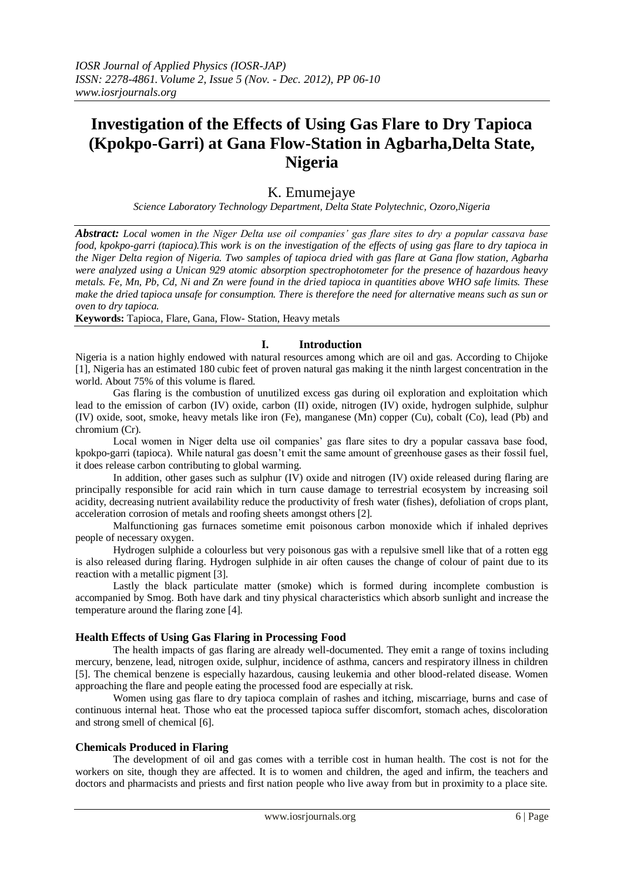# Investigation of the Effects of Using Gas Flare to Dry Tapioca (Kpokpo-Garri) at Gana Flow-Station in Agbarha, Delta State, Nigeria

K. Emumejaye

*Science Laboratory Technology Department, Delta State Polytechnic, Ozoro, Nigeria*

***Abstract:*** *Local women in the Niger Delta use oil companies' gas flare sites to dry a popular cassava base food, kpokpo-garri (tapioca). This work is on the investigation of the effects of using gas flare to dry tapioca in the Niger Delta region of Nigeria. Two samples of tapioca dried with gas flare at Gana flow station, Agbarha were analyzed using a Unican 929 atomic absorption spectrophotometer for the presence of hazardous heavy metals. Fe, Mn, Pb, Cd, Ni and Zn were found in the dried tapioca in quantities above WHO safe limits. These make the dried tapioca unsafe for consumption. There is therefore the need for alternative means such as sun or oven to dry tapioca.*

**Keywords:** Tapioca, Flare, Gana, Flow- Station, Heavy metals

## I. Introduction

Nigeria is a nation highly endowed with natural resources among which are oil and gas. According to Chijoke [1], Nigeria has an estimated 180 cubic feet of proven natural gas making it the ninth largest concentration in the world. About 75% of this volume is flared.

Gas flaring is the combustion of unutilized excess gas during oil exploration and exploitation which lead to the emission of carbon (IV) oxide, carbon (II) oxide, nitrogen (IV) oxide, hydrogen sulphide, sulphur (IV) oxide, soot, smoke, heavy metals like iron (Fe), manganese (Mn) copper (Cu), cobalt (Co), lead (Pb) and chromium (Cr).

Local women in Niger delta use oil companies' gas flare sites to dry a popular cassava base food, kpokpo-garri (tapioca). While natural gas doesn't emit the same amount of greenhouse gases as their fossil fuel, it does release carbon contributing to global warming.

In addition, other gases such as sulphur (IV) oxide and nitrogen (IV) oxide released during flaring are principally responsible for acid rain which in turn cause damage to terrestrial ecosystem by increasing soil acidity, decreasing nutrient availability reduce the productivity of fresh water (fishes), defoliation of crops plant, acceleration corrosion of metals and roofing sheets amongst others [2].

Malfunctioning gas furnaces sometime emit poisonous carbon monoxide which if inhaled deprives people of necessary oxygen.

Hydrogen sulphide a colourless but very poisonous gas with a repulsive smell like that of a rotten egg is also released during flaring. Hydrogen sulphide in air often causes the change of colour of paint due to its reaction with a metallic pigment [3].

Lastly the black particulate matter (smoke) which is formed during incomplete combustion is accompanied by Smog. Both have dark and tiny physical characteristics which absorb sunlight and increase the temperature around the flaring zone [4].

### Health Effects of Using Gas Flaring in Processing Food

The health impacts of gas flaring are already well-documented. They emit a range of toxins including mercury, benzene, lead, nitrogen oxide, sulphur, incidence of asthma, cancers and respiratory illness in children [5]. The chemical benzene is especially hazardous, causing leukemia and other blood-related disease. Women approaching the flare and people eating the processed food are especially at risk.

Women using gas flare to dry tapioca complain of rashes and itching, miscarriage, burns and case of continuous internal heat. Those who eat the processed tapioca suffer discomfort, stomach aches, discoloration and strong smell of chemical [6].

### Chemicals Produced in Flaring

The development of oil and gas comes with a terrible cost in human health. The cost is not for the workers on site, though they are affected. It is to women and children, the aged and infirm, the teachers and doctors and pharmacists and priests and first nation people who live away from but in proximity to a place site.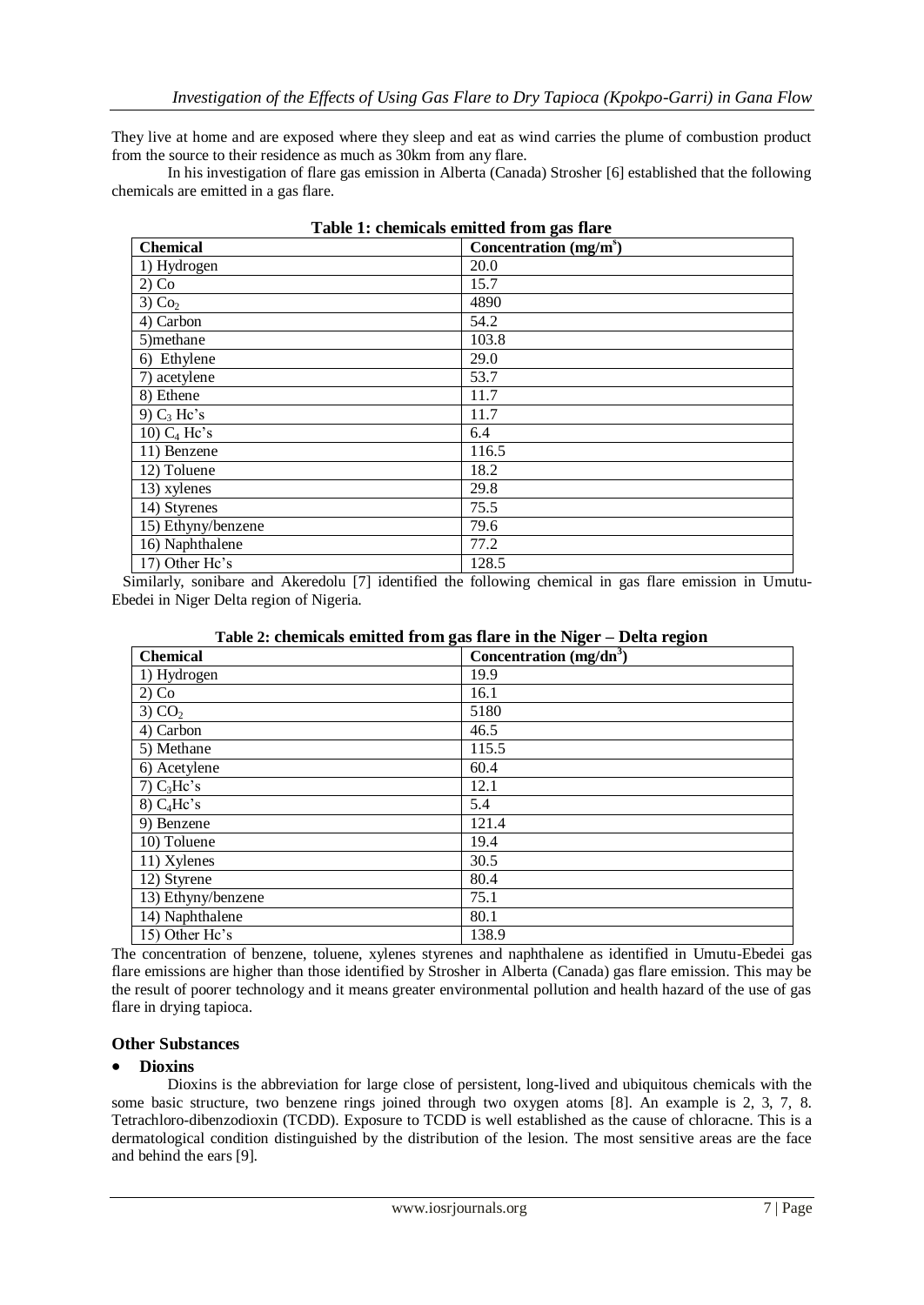They live at home and are exposed where they sleep and eat as wind carries the plume of combustion product from the source to their residence as much as 30km from any flare.

In his investigation of flare gas emission in Alberta (Canada) Strosher [6] established that the following chemicals are emitted in a gas flare.

**Table 1: chemicals emitted from gas flare**

| Chemical | Concentration (mg/m$^{s}$) |
|---|---|
| 1) Hydrogen | 20.0 |
| 2) Co | 15.7 |
| 3) $Co_2$ | 4890 |
| 4) Carbon | 54.2 |
| 5)methane | 103.8 |
| 6) Ethylene | 29.0 |
| 7) acetylene | 53.7 |
| 8) Ethene | 11.7 |
| 9) $C_3$ Hc's | 11.7 |
| 10) $C_4$ Hc's | 6.4 |
| 11) Benzene | 116.5 |
| 12) Toluene | 18.2 |
| 13) xylenes | 29.8 |
| 14) Styrenes | 75.5 |
| 15) Ethyny/benzene | 79.6 |
| 16) Naphthalene | 77.2 |
| 17) Other Hc's | 128.5 |

Similarly, sonibare and Akeredolu [7] identified the following chemical in gas flare emission in Umutu-Ebedei in Niger Delta region of Nigeria.

**Table 2: chemicals emitted from gas flare in the Niger – Delta region**

| Chemical | Concentration (mg/dn$^{3}$) |
|---|---|
| 1) Hydrogen | 19.9 |
| 2) Co | 16.1 |
| 3) $CO_2$ | 5180 |
| 4) Carbon | 46.5 |
| 5) Methane | 115.5 |
| 6) Acetylene | 60.4 |
| 7) $C_3$Hc's | 12.1 |
| 8) $C_4$Hc's | 5.4 |
| 9) Benzene | 121.4 |
| 10) Toluene | 19.4 |
| 11) Xylenes | 30.5 |
| 12) Styrene | 80.4 |
| 13) Ethyny/benzene | 75.1 |
| 14) Naphthalene | 80.1 |
| 15) Other Hc's | 138.9 |

The concentration of benzene, toluene, xylenes styrenes and naphthalene as identified in Umutu-Ebedei gas flare emissions are higher than those identified by Strosher in Alberta (Canada) gas flare emission. This may be the result of poorer technology and it means greater environmental pollution and health hazard of the use of gas flare in drying tapioca.

### Other Substances

- **Dioxins**

Dioxins is the abbreviation for large close of persistent, long-lived and ubiquitous chemicals with the some basic structure, two benzene rings joined through two oxygen atoms [8]. An example is 2, 3, 7, 8. Tetrachloro-dibenzodioxin (TCDD). Exposure to TCDD is well established as the cause of chloracne. This is a dermatological condition distinguished by the distribution of the lesion. The most sensitive areas are the face and behind the ears [9].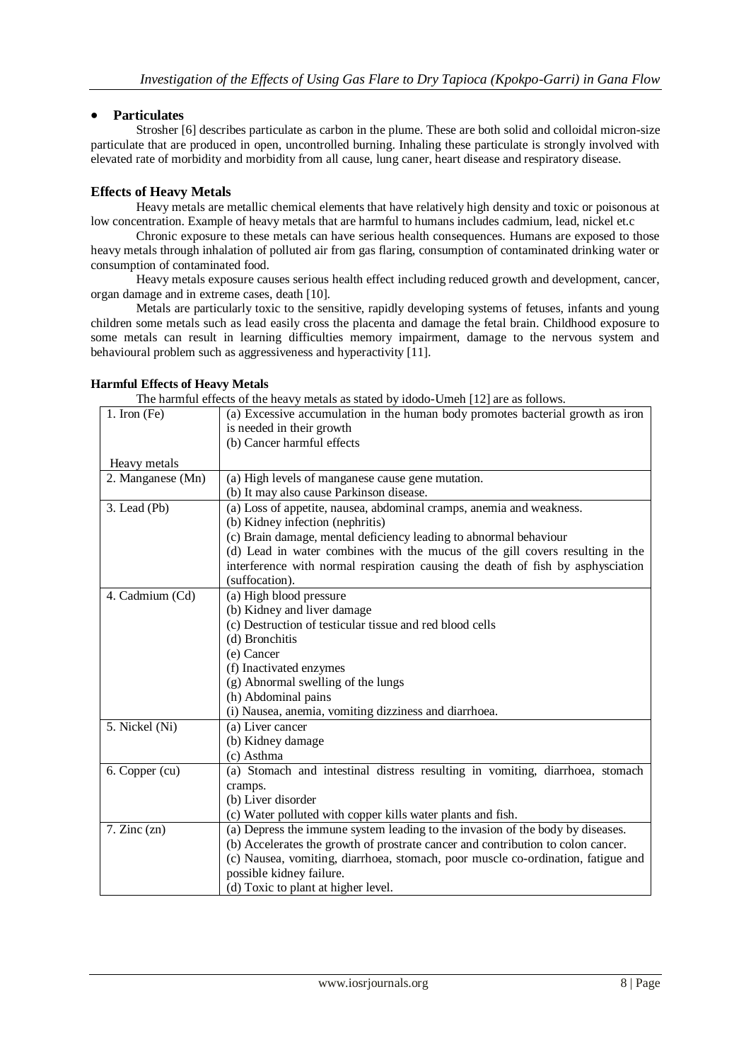- **Particulates**

Strosher [6] describes particulate as carbon in the plume. These are both solid and colloidal micron-size particulate that are produced in open, uncontrolled burning. Inhaling these particulate is strongly involved with elevated rate of morbidity and morbidity from all cause, lung caner, heart disease and respiratory disease.

### Effects of Heavy Metals

Heavy metals are metallic chemical elements that have relatively high density and toxic or poisonous at low concentration. Example of heavy metals that are harmful to humans includes cadmium, lead, nickel et.c

Chronic exposure to these metals can have serious health consequences. Humans are exposed to those heavy metals through inhalation of polluted air from gas flaring, consumption of contaminated drinking water or consumption of contaminated food.

Heavy metals exposure causes serious health effect including reduced growth and development, cancer, organ damage and in extreme cases, death [10].

Metals are particularly toxic to the sensitive, rapidly developing systems of fetuses, infants and young children some metals such as lead easily cross the placenta and damage the fetal brain. Childhood exposure to some metals can result in learning difficulties memory impairment, damage to the nervous system and behavioural problem such as aggressiveness and hyperactivity [11].

#### Harmful Effects of Heavy Metals

The harmful effects of the heavy metals as stated by idodo-Umeh [12] are as follows.

| Heavy metals | |
|---|---|
| 1. Iron (Fe) | (a) Excessive accumulation in the human body promotes bacterial growth as iron is needed in their growth<br>(b) Cancer harmful effects |
| 2. Manganese (Mn) | (a) High levels of manganese cause gene mutation.<br>(b) It may also cause Parkinson disease. |
| 3. Lead (Pb) | (a) Loss of appetite, nausea, abdominal cramps, anemia and weakness.<br>(b) Kidney infection (nephritis)<br>(c) Brain damage, mental deficiency leading to abnormal behaviour<br>(d) Lead in water combines with the mucus of the gill covers resulting in the interference with normal respiration causing the death of fish by asphysciation (suffocation). |
| 4. Cadmium (Cd) | (a) High blood pressure<br>(b) Kidney and liver damage<br>(c) Destruction of testicular tissue and red blood cells<br>(d) Bronchitis<br>(e) Cancer<br>(f) Inactivated enzymes<br>(g) Abnormal swelling of the lungs<br>(h) Abdominal pains<br>(i) Nausea, anemia, vomiting dizziness and diarrhoea. |
| 5. Nickel (Ni) | (a) Liver cancer<br>(b) Kidney damage<br>(c) Asthma |
| 6. Copper (cu) | (a) Stomach and intestinal distress resulting in vomiting, diarrhoea, stomach cramps.<br>(b) Liver disorder<br>(c) Water polluted with copper kills water plants and fish. |
| 7. Zinc (zn) | (a) Depress the immune system leading to the invasion of the body by diseases.<br>(b) Accelerates the growth of prostrate cancer and contribution to colon cancer.<br>(c) Nausea, vomiting, diarrhoea, stomach, poor muscle co-ordination, fatigue and possible kidney failure.<br>(d) Toxic to plant at higher level. |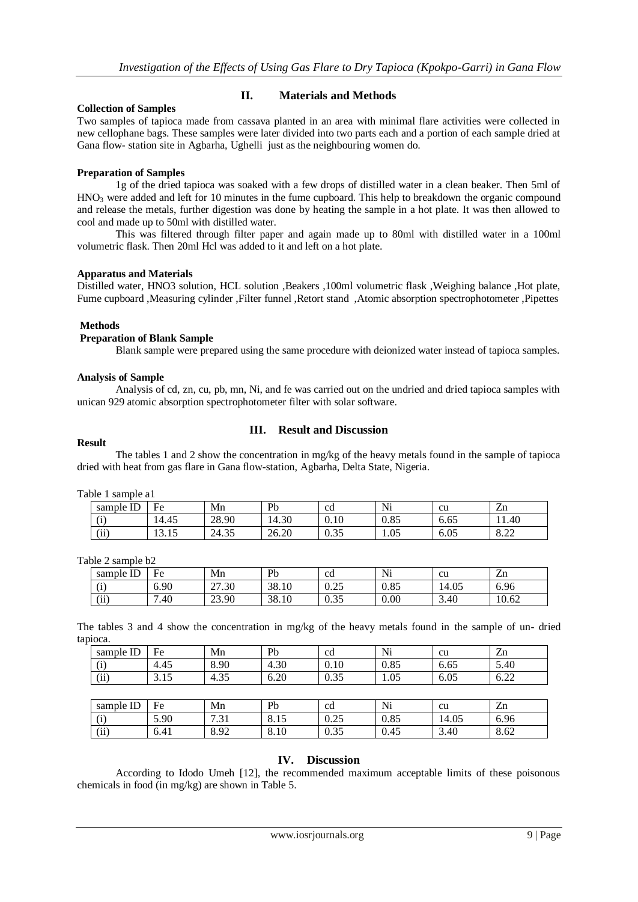## II. Materials and Methods

**Collection of Samples**

Two samples of tapioca made from cassava planted in an area with minimal flare activities were collected in new cellophane bags. These samples were later divided into two parts each and a portion of each sample dried at Gana flow- station site in Agbarha, Ughelli just as the neighbouring women do.

**Preparation of Samples**

1g of the dried tapioca was soaked with a few drops of distilled water in a clean beaker. Then 5ml of $HNO_3$ were added and left for 10 minutes in the fume cupboard. This help to breakdown the organic compound and release the metals, further digestion was done by heating the sample in a hot plate. It was then allowed to cool and made up to 50ml with distilled water.

This was filtered through filter paper and again made up to 80ml with distilled water in a 100ml volumetric flask. Then 20ml Hcl was added to it and left on a hot plate.

**Apparatus and Materials**

Distilled water, HNO3 solution, HCL solution ,Beakers ,100ml volumetric flask ,Weighing balance ,Hot plate, Fume cupboard ,Measuring cylinder ,Filter funnel ,Retort stand ,Atomic absorption spectrophotometer ,Pipettes

**Methods**

**Preparation of Blank Sample**

Blank sample were prepared using the same procedure with deionized water instead of tapioca samples.

**Analysis of Sample**

Analysis of cd, zn, cu, pb, mn, Ni, and fe was carried out on the undried and dried tapioca samples with unican 929 atomic absorption spectrophotometer filter with solar software.

## III. Result and Discussion

**Result**

The tables 1 and 2 show the concentration in mg/kg of the heavy metals found in the sample of tapioca dried with heat from gas flare in Gana flow-station, Agbarha, Delta State, Nigeria.

Table 1 sample a1

| sample ID | Fe | Mn | Pb | cd | Ni | cu | Zn |
|---|---|---|---|---|---|---|---|
| (i) | 14.45 | 28.90 | 14.30 | 0.10 | 0.85 | 6.65 | 11.40 |
| (ii) | 13.15 | 24.35 | 26.20 | 0.35 | 1.05 | 6.05 | 8.22 |

Table 2 sample b2

| sample ID | Fe | Mn | Pb | cd | Ni | cu | Zn |
|---|---|---|---|---|---|---|---|
| (i) | 6.90 | 27.30 | 38.10 | 0.25 | 0.85 | 14.05 | 6.96 |
| (ii) | 7.40 | 23.90 | 38.10 | 0.35 | 0.00 | 3.40 | 10.62 |

The tables 3 and 4 show the concentration in mg/kg of the heavy metals found in the sample of un- dried tapioca.

| sample ID | Fe | Mn | Pb | cd | Ni | cu | Zn |
|---|---|---|---|---|---|---|---|
| (i) | 4.45 | 8.90 | 4.30 | 0.10 | 0.85 | 6.65 | 5.40 |
| (ii) | 3.15 | 4.35 | 6.20 | 0.35 | 1.05 | 6.05 | 6.22 |

| sample ID | Fe | Mn | Pb | cd | Ni | cu | Zn |
|---|---|---|---|---|---|---|---|
| (i) | 5.90 | 7.31 | 8.15 | 0.25 | 0.85 | 14.05 | 6.96 |
| (ii) | 6.41 | 8.92 | 8.10 | 0.35 | 0.45 | 3.40 | 8.62 |

## IV. Discussion

According to Idodo Umeh [12], the recommended maximum acceptable limits of these poisonous chemicals in food (in mg/kg) are shown in Table 5.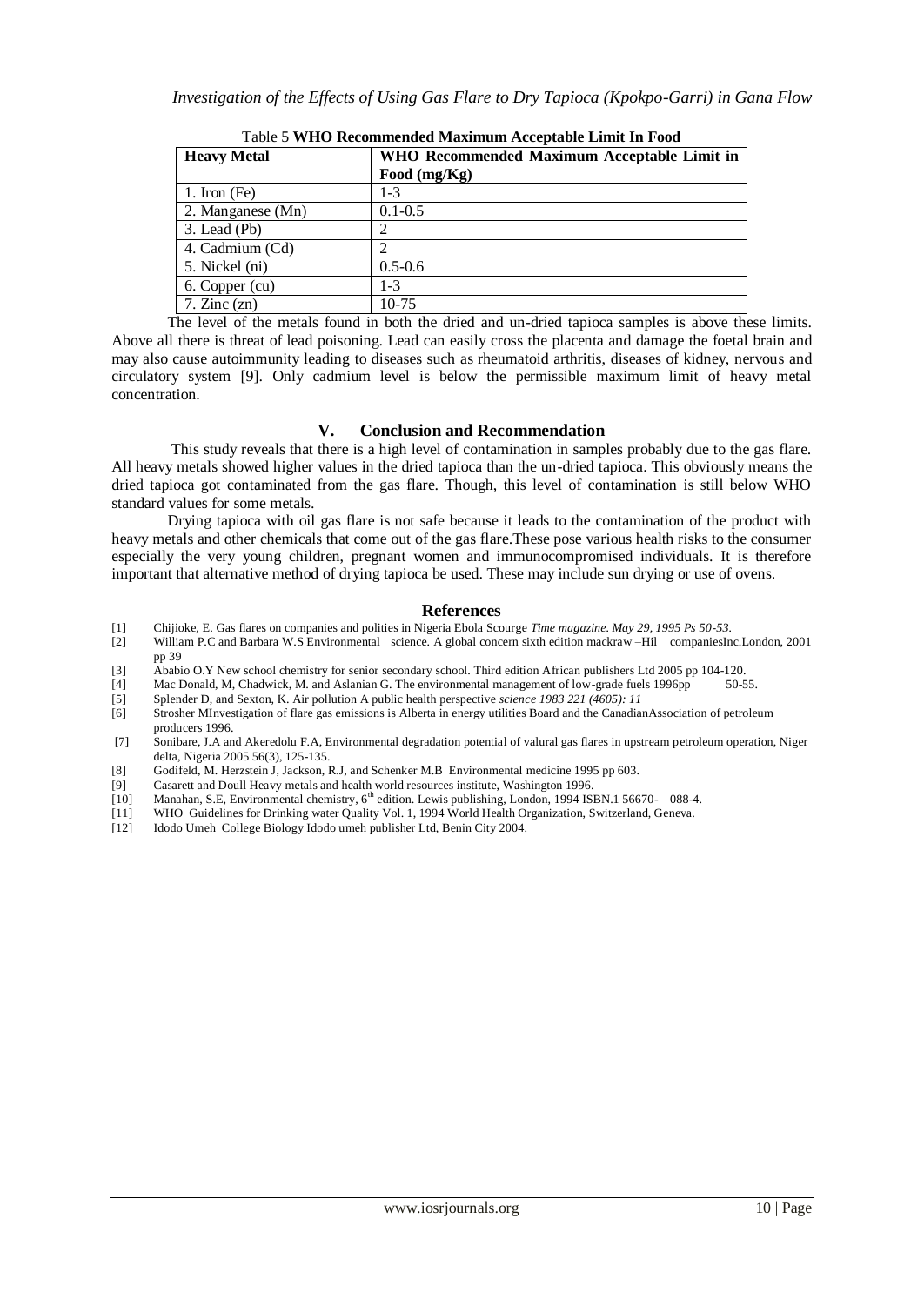Table 5 **WHO Recommended Maximum Acceptable Limit In Food**

| Heavy Metal | WHO Recommended Maximum Acceptable Limit in Food (mg/Kg) |
|---|---|
| 1. Iron (Fe) | 1-3 |
| 2. Manganese (Mn) | 0.1-0.5 |
| 3. Lead (Pb) | 2 |
| 4. Cadmium (Cd) | 2 |
| 5. Nickel (ni) | 0.5-0.6 |
| 6. Copper (cu) | 1-3 |
| 7. Zinc (zn) | 10-75 |

The level of the metals found in both the dried and un-dried tapioca samples is above these limits. Above all there is threat of lead poisoning. Lead can easily cross the placenta and damage the foetal brain and may also cause autoimmunity leading to diseases such as rheumatoid arthritis, diseases of kidney, nervous and circulatory system [9]. Only cadmium level is below the permissible maximum limit of heavy metal concentration.

## V. Conclusion and Recommendation

This study reveals that there is a high level of contamination in samples probably due to the gas flare. All heavy metals showed higher values in the dried tapioca than the un-dried tapioca. This obviously means the dried tapioca got contaminated from the gas flare. Though, this level of contamination is still below WHO standard values for some metals.

Drying tapioca with oil gas flare is not safe because it leads to the contamination of the product with heavy metals and other chemicals that come out of the gas flare.These pose various health risks to the consumer especially the very young children, pregnant women and immunocompromised individuals. It is therefore important that alternative method of drying tapioca be used. These may include sun drying or use of ovens.

## References

[1] Chijioke, E. Gas flares on companies and polities in Nigeria Ebola Scourge *Time magazine. May 29, 1995 Ps 50-53.*
[2] William P.C and Barbara W.S Environmental science. A global concern sixth edition mackraw –Hil companiesInc.London, 2001 pp 39
[3] Ababio O.Y New school chemistry for senior secondary school. Third edition African publishers Ltd 2005 pp 104-120.
[4] Mac Donald, M, Chadwick, M. and Aslanian G. The environmental management of low-grade fuels 1996pp 50-55.
[5] Splender D, and Sexton, K. Air pollution A public health perspective *science 1983 221 (4605): 11*
[6] Strosher MInvestigation of flare gas emissions is Alberta in energy utilities Board and the CanadianAssociation of petroleum producers 1996.
[7] Sonibare, J.A and Akeredolu F.A, Environmental degradation potential of valural gas flares in upstream petroleum operation, Niger delta, Nigeria 2005 56(3), 125-135.
[8] Godifeld, M. Herzstein J, Jackson, R.J, and Schenker M.B Environmental medicine 1995 pp 603.
[9] Casarett and Doull Heavy metals and health world resources institute, Washington 1996.
[10] Manahan, S.E, Environmental chemistry, 6th edition. Lewis publishing, London, 1994 ISBN.1 56670- 088-4.
[11] WHO Guidelines for Drinking water Quality Vol. 1, 1994 World Health Organization, Switzerland, Geneva.
[12] Idodo Umeh College Biology Idodo umeh publisher Ltd, Benin City 2004.